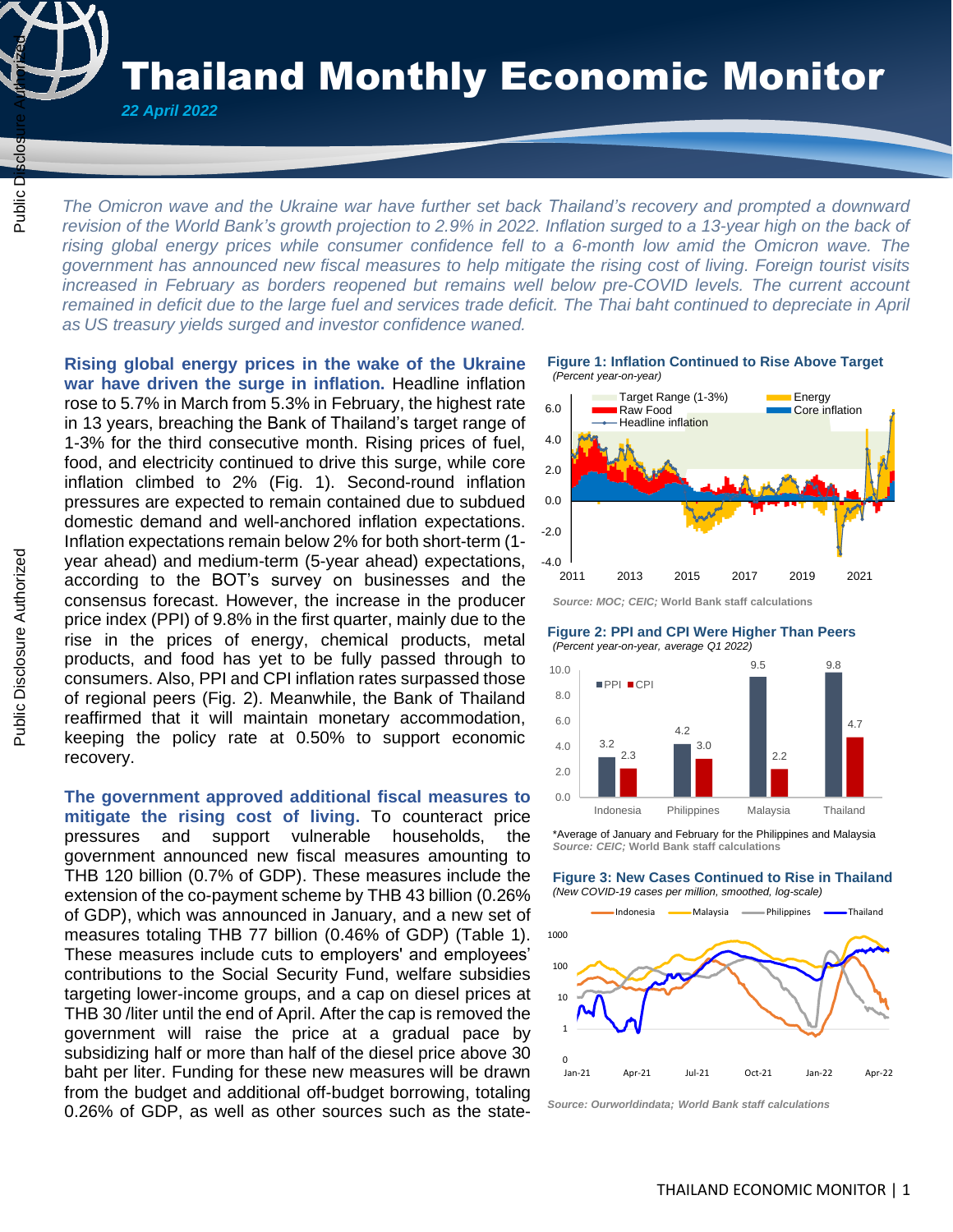# Thailand Monthly Economic Monitor

*22 April 2022*

*The Omicron wave and the Ukraine war have further set back Thailand's recovery and prompted a downward revision of the World Bank's growth projection to 2.9% in 2022. Inflation surged to a 13-year high on the back of rising global energy prices while consumer confidence fell to a 6-month low amid the Omicron wave. The government has announced new fiscal measures to help mitigate the rising cost of living. Foreign tourist visits increased in February as borders reopened but remains well below pre-COVID levels. The current account remained in deficit due to the large fuel and services trade deficit. The Thai baht continued to depreciate in April as US treasury yields surged and investor confidence waned.*

**Rising global energy prices in the wake of the Ukraine war have driven the surge in inflation.** Headline inflation rose to 5.7% in March from 5.3% in February, the highest rate in 13 years, breaching the Bank of Thailand's target range of 1-3% for the third consecutive month. Rising prices of fuel, food, and electricity continued to drive this surge, while core inflation climbed to 2% (Fig. 1). Second-round inflation pressures are expected to remain contained due to subdued domestic demand and well-anchored inflation expectations. Inflation expectations remain below 2% for both short-term (1-year ahead) and medium-term (5-year ahead) expectations, according to the BOT's survey on businesses and the consensus forecast. However, the increase in the producer price index (PPI) of 9.8% in the first quarter, mainly due to the rise in the prices of energy, chemical products, metal products, and food has yet to be fully passed through to consumers. Also, PPI and CPI inflation rates surpassed those of regional peers (Fig. 2). Meanwhile, the Bank of Thailand reaffirmed that it will maintain monetary accommodation, keeping the policy rate at 0.50% to support economic recovery.

**The government approved additional fiscal measures to mitigate the rising cost of living.** To counteract price pressures and support vulnerable households, the government announced new fiscal measures amounting to THB 120 billion (0.7% of GDP). These measures include the extension of the co-payment scheme by THB 43 billion (0.26% of GDP), which was announced in January, and a new set of measures totaling THB 77 billion (0.46% of GDP) (Table 1). These measures include cuts to employers' and employees' contributions to the Social Security Fund, welfare subsidies targeting lower-income groups, and a cap on diesel prices at THB 30 /liter until the end of April. After the cap is removed the government will raise the price at a gradual pace by subsidizing half or more than half of the diesel price above 30 baht per liter. Funding for these new measures will be drawn from the budget and additional off-budget borrowing, totaling 0.26% of GDP, as well as other sources such as the state-

**Figure 1: Inflation Continued to Rise Above Target**
*(Percent year-on-year)*

*Source: MOC; CEIC; World Bank staff calculations*

**Figure 2: PPI and CPI Were Higher Than Peers**
*(Percent year-on-year, average Q1 2022)*

| | PPI | CPI |
|---|---|---|
| Indonesia | 3.2 | 2.3 |
| Philippines | 4.2 | 3.0 |
| Malaysia | 9.5 | 2.2 |
| Thailand | 9.8 | 4.7 |

*Average of January and February for the Philippines and Malaysia
*Source: CEIC; World Bank staff calculations*

**Figure 3: New Cases Continued to Rise in Thailand**
*(New COVID-19 cases per million, smoothed, log-scale)*

*Source: Ourworldindata; World Bank staff calculations*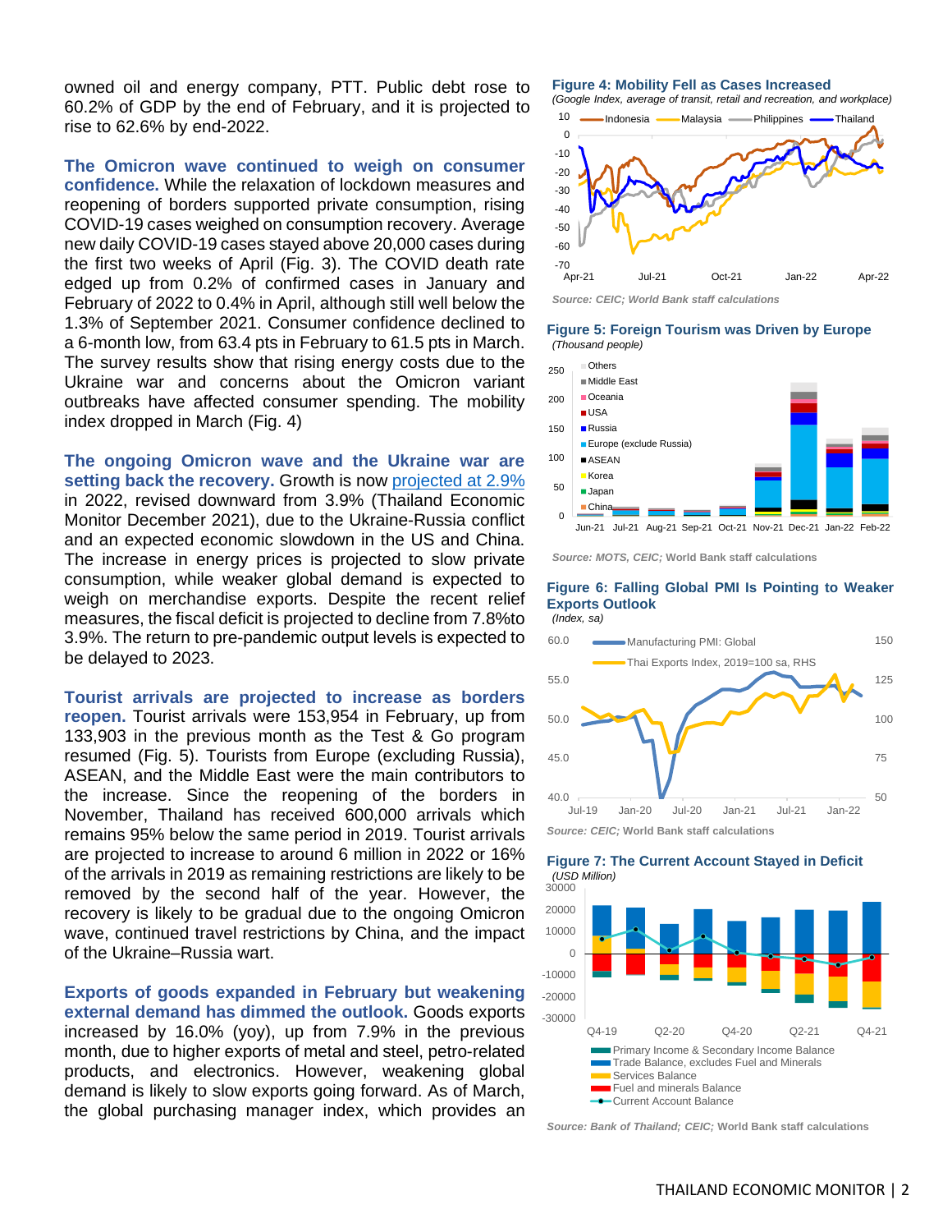owned oil and energy company, PTT. Public debt rose to 60.2% of GDP by the end of February, and it is projected to rise to 62.6% by end-2022.

**The Omicron wave continued to weigh on consumer confidence.** While the relaxation of lockdown measures and reopening of borders supported private consumption, rising COVID-19 cases weighed on consumption recovery. Average new daily COVID-19 cases stayed above 20,000 cases during the first two weeks of April (Fig. 3). The COVID death rate edged up from 0.2% of confirmed cases in January and February of 2022 to 0.4% in April, although still well below the 1.3% of September 2021. Consumer confidence declined to a 6-month low, from 63.4 pts in February to 61.5 pts in March. The survey results show that rising energy costs due to the Ukraine war and concerns about the Omicron variant outbreaks have affected consumer spending. The mobility index dropped in March (Fig. 4)

**The ongoing Omicron wave and the Ukraine war are setting back the recovery.** Growth is now projected at 2.9% in 2022, revised downward from 3.9% (Thailand Economic Monitor December 2021), due to the Ukraine-Russia conflict and an expected economic slowdown in the US and China. The increase in energy prices is projected to slow private consumption, while weaker global demand is expected to weigh on merchandise exports. Despite the recent relief measures, the fiscal deficit is projected to decline from 7.8%to 3.9%. The return to pre-pandemic output levels is expected to be delayed to 2023.

**Tourist arrivals are projected to increase as borders reopen.** Tourist arrivals were 153,954 in February, up from 133,903 in the previous month as the Test & Go program resumed (Fig. 5). Tourists from Europe (excluding Russia), ASEAN, and the Middle East were the main contributors to the increase. Since the reopening of the borders in November, Thailand has received 600,000 arrivals which remains 95% below the same period in 2019. Tourist arrivals are projected to increase to around 6 million in 2022 or 16% of the arrivals in 2019 as remaining restrictions are likely to be removed by the second half of the year. However, the recovery is likely to be gradual due to the ongoing Omicron wave, continued travel restrictions by China, and the impact of the Ukraine–Russia wart.

**Exports of goods expanded in February but weakening external demand has dimmed the outlook.** Goods exports increased by 16.0% (yoy), up from 7.9% in the previous month, due to higher exports of metal and steel, petro-related products, and electronics. However, weakening global demand is likely to slow exports going forward. As of March, the global purchasing manager index, which provides an

**Figure 4: Mobility Fell as Cases Increased**
*(Google Index, average of transit, retail and recreation, and workplace)*

*Source: CEIC; World Bank staff calculations*

**Figure 5: Foreign Tourism was Driven by Europe**
*(Thousand people)*

*Source: MOTS, CEIC; World Bank staff calculations*

**Figure 6: Falling Global PMI Is Pointing to Weaker Exports Outlook**
*(Index, sa)*

*Source: CEIC; World Bank staff calculations*

**Figure 7: The Current Account Stayed in Deficit**
*(USD Million)*

*Source: Bank of Thailand; CEIC; World Bank staff calculations*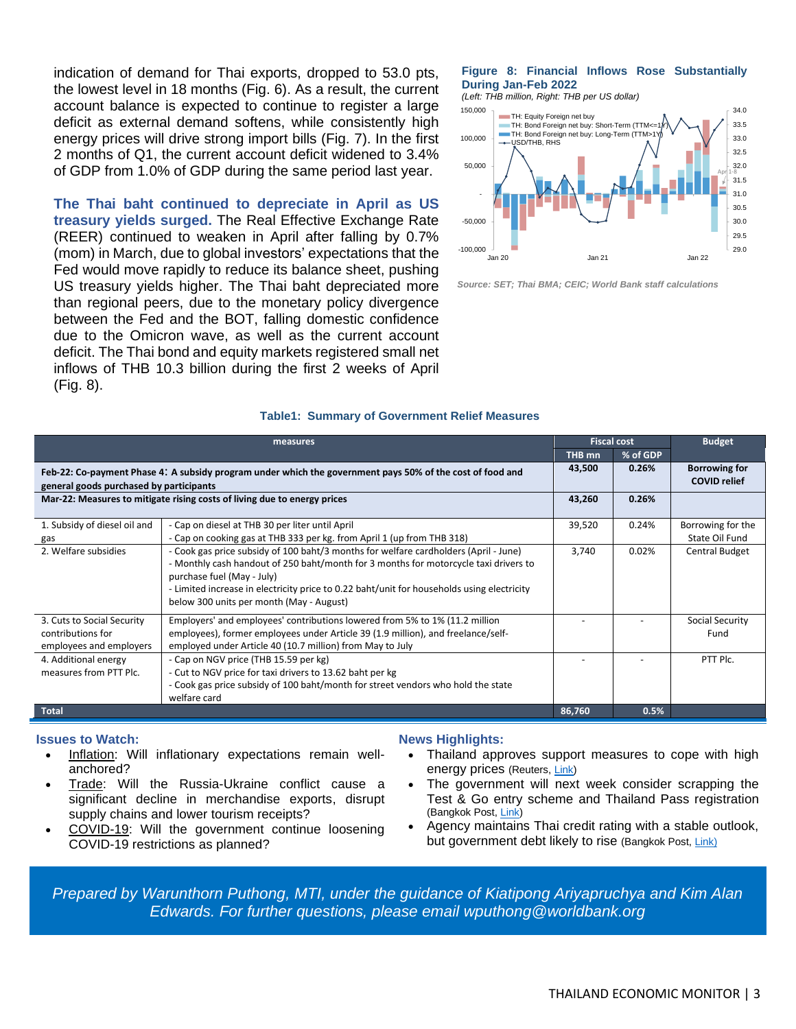indication of demand for Thai exports, dropped to 53.0 pts, the lowest level in 18 months (Fig. 6). As a result, the current account balance is expected to continue to register a large deficit as external demand softens, while consistently high energy prices will drive strong import bills (Fig. 7). In the first 2 months of Q1, the current account deficit widened to 3.4% of GDP from 1.0% of GDP during the same period last year.

**The Thai baht continued to depreciate in April as US treasury yields surged.** The Real Effective Exchange Rate (REER) continued to weaken in April after falling by 0.7% (mom) in March, due to global investors' expectations that the Fed would move rapidly to reduce its balance sheet, pushing US treasury yields higher. The Thai baht depreciated more than regional peers, due to the monetary policy divergence between the Fed and the BOT, falling domestic confidence due to the Omicron wave, as well as the current account deficit. The Thai bond and equity markets registered small net inflows of THB 10.3 billion during the first 2 weeks of April (Fig. 8).

**Figure 8: Financial Inflows Rose Substantially During Jan-Feb 2022**

*(Left: THB million, Right: THB per US dollar)*

*Source: SET; Thai BMA; CEIC; World Bank staff calculations*

**Table1: Summary of Government Relief Measures**

| measures | | Fiscal cost | | Budget |
|---|---|---|---|---|
| | | THB mn | % of GDP | |
| **Feb-22: Co-payment Phase 4: A subsidy program under which the government pays 50% of the cost of food and general goods purchased by participants** | | **43,500** | **0.26%** | **Borrowing for COVID relief** |
| **Mar-22: Measures to mitigate rising costs of living due to energy prices** | | **43,260** | **0.26%** | |
| 1. Subsidy of diesel oil and gas | - Cap on diesel at THB 30 per liter until April<br>- Cap on cooking gas at THB 333 per kg. from April 1 (up from THB 318) | 39,520 | 0.24% | Borrowing for the State Oil Fund |
| 2. Welfare subsidies | - Cook gas price subsidy of 100 baht/3 months for welfare cardholders (April - June)<br>- Monthly cash handout of 250 baht/month for 3 months for motorcycle taxi drivers to purchase fuel (May - July)<br>- Limited increase in electricity price to 0.22 baht/unit for households using electricity below 300 units per month (May - August) | 3,740 | 0.02% | Central Budget |
| 3. Cuts to Social Security contributions for employees and employers | Employers' and employees' contributions lowered from 5% to 1% (11.2 million employees), former employees under Article 39 (1.9 million), and freelance/self-employed under Article 40 (10.7 million) from May to July | - | - | Social Security Fund |
| 4. Additional energy measures from PTT Plc. | - Cap on NGV price (THB 15.59 per kg)<br>- Cut to NGV price for taxi drivers to 13.62 baht per kg<br>- Cook gas price subsidy of 100 baht/month for street vendors who hold the state welfare card | - | - | PTT Plc. |
| **Total** | | **86,760** | **0.5%** | |

**Issues to Watch:**

- Inflation: Will inflationary expectations remain well-anchored?
- Trade: Will the Russia-Ukraine conflict cause a significant decline in merchandise exports, disrupt supply chains and lower tourism receipts?
- COVID-19: Will the government continue loosening COVID-19 restrictions as planned?

**News Highlights:**

- Thailand approves support measures to cope with high energy prices (Reuters, Link)
- The government will next week consider scrapping the Test & Go entry scheme and Thailand Pass registration (Bangkok Post, Link)
- Agency maintains Thai credit rating with a stable outlook, but government debt likely to rise (Bangkok Post, Link)

*Prepared by Warunthorn Puthong, MTI, under the guidance of Kiatipong Ariyapruchya and Kim Alan Edwards. For further questions, please email wputhong@worldbank.org*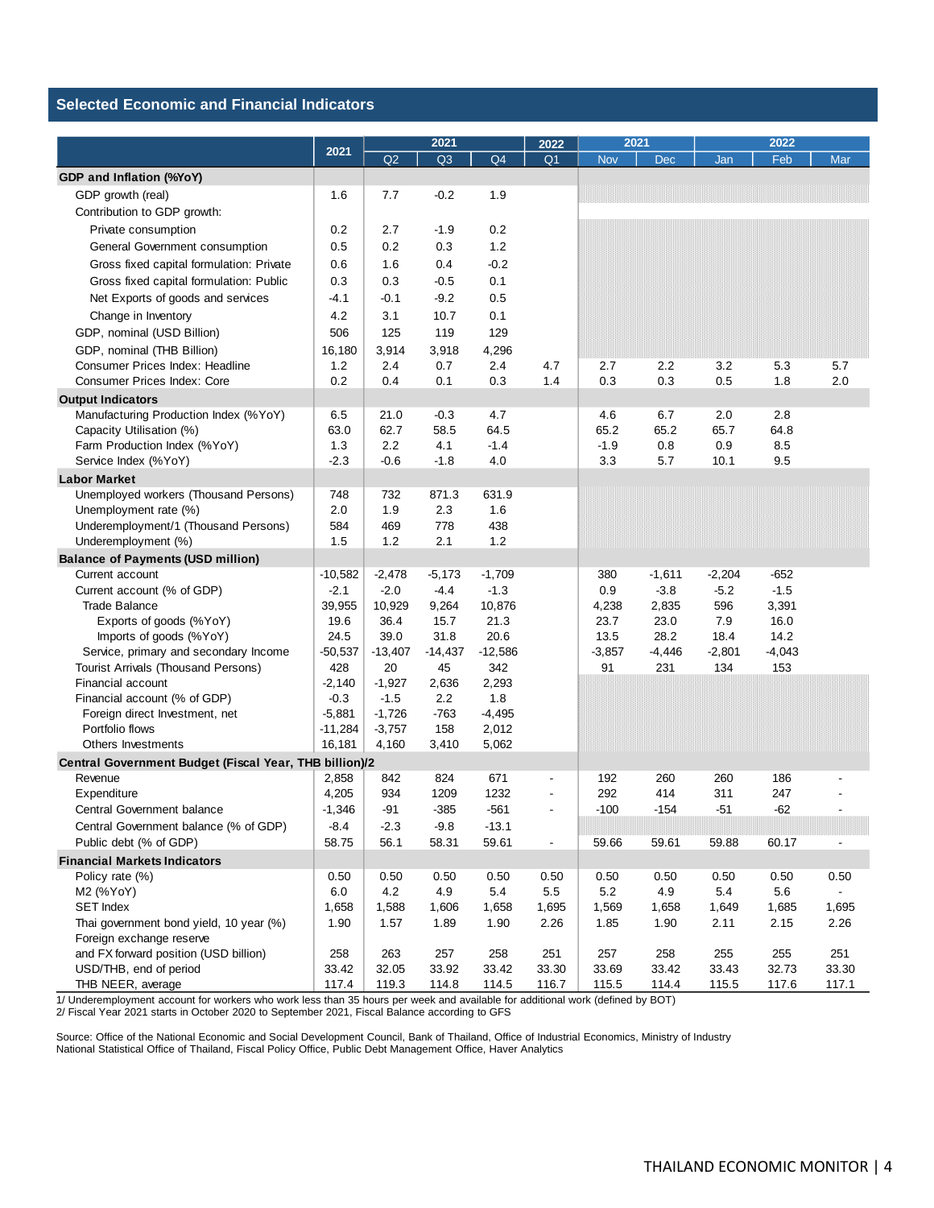## Selected Economic and Financial Indicators

| | 2021 | 2021 | | | 2022 | 2021 | | 2022 | | |
|---|---|---|---|---|---|---|---|---|---|---|
| | | Q2 | Q3 | Q4 | Q1 | Nov | Dec | Jan | Feb | Mar |
| **GDP and Inflation (%YoY)** | | | | | | | | | | |
| GDP growth (real) | 1.6 | 7.7 | -0.2 | 1.9 | | | | | | |
| Contribution to GDP growth: | | | | | | | | | | |
| Private consumption | 0.2 | 2.7 | -1.9 | 0.2 | | | | | | |
| General Government consumption | 0.5 | 0.2 | 0.3 | 1.2 | | | | | | |
| Gross fixed capital formulation: Private | 0.6 | 1.6 | 0.4 | -0.2 | | | | | | |
| Gross fixed capital formulation: Public | 0.3 | 0.3 | -0.5 | 0.1 | | | | | | |
| Net Exports of goods and services | -4.1 | -0.1 | -9.2 | 0.5 | | | | | | |
| Change in Inventory | 4.2 | 3.1 | 10.7 | 0.1 | | | | | | |
| GDP, nominal (USD Billion) | 506 | 125 | 119 | 129 | | | | | | |
| GDP, nominal (THB Billion) | 16,180 | 3,914 | 3,918 | 4,296 | | | | | | |
| Consumer Prices Index: Headline | 1.2 | 2.4 | 0.7 | 2.4 | 4.7 | 2.7 | 2.2 | 3.2 | 5.3 | 5.7 |
| Consumer Prices Index: Core | 0.2 | 0.4 | 0.1 | 0.3 | 1.4 | 0.3 | 0.3 | 0.5 | 1.8 | 2.0 |
| **Output Indicators** | | | | | | | | | | |
| Manufacturing Production Index (%YoY) | 6.5 | 21.0 | -0.3 | 4.7 | | 4.6 | 6.7 | 2.0 | 2.8 | |
| Capacity Utilisation (%) | 63.0 | 62.7 | 58.5 | 64.5 | | 65.2 | 65.2 | 65.7 | 64.8 | |
| Farm Production Index (%YoY) | 1.3 | 2.2 | 4.1 | -1.4 | | -1.9 | 0.8 | 0.9 | 8.5 | |
| Service Index (%YoY) | -2.3 | -0.6 | -1.8 | 4.0 | | 3.3 | 5.7 | 10.1 | 9.5 | |
| **Labor Market** | | | | | | | | | | |
| Unemployed workers (Thousand Persons) | 748 | 732 | 871.3 | 631.9 | | | | | | |
| Unemployment rate (%) | 2.0 | 1.9 | 2.3 | 1.6 | | | | | | |
| Underemployment/1 (Thousand Persons) | 584 | 469 | 778 | 438 | | | | | | |
| Underemployment (%) | 1.5 | 1.2 | 2.1 | 1.2 | | | | | | |
| **Balance of Payments (USD million)** | | | | | | | | | | |
| Current account | -10,582 | -2,478 | -5,173 | -1,709 | | 380 | -1,611 | -2,204 | -652 | |
| Current account (% of GDP) | -2.1 | -2.0 | -4.4 | -1.3 | | 0.9 | -3.8 | -5.2 | -1.5 | |
| Trade Balance | 39,955 | 10,929 | 9,264 | 10,876 | | 4,238 | 2,835 | 596 | 3,391 | |
| Exports of goods (%YoY) | 19.6 | 36.4 | 15.7 | 21.3 | | 23.7 | 23.0 | 7.9 | 16.0 | |
| Imports of goods (%YoY) | 24.5 | 39.0 | 31.8 | 20.6 | | 13.5 | 28.2 | 18.4 | 14.2 | |
| Service, primary and secondary Income | -50,537 | -13,407 | -14,437 | -12,586 | | -3,857 | -4,446 | -2,801 | -4,043 | |
| Tourist Arrivals (Thousand Persons) | 428 | 20 | 45 | 342 | | 91 | 231 | 134 | 153 | |
| Financial account | -2,140 | -1,927 | 2,636 | 2,293 | | | | | | |
| Financial account (% of GDP) | -0.3 | -1.5 | 2.2 | 1.8 | | | | | | |
| Foreign direct Investment, net | -5,881 | -1,726 | -763 | -4,495 | | | | | | |
| Portfolio flows | -11,284 | -3,757 | 158 | 2,012 | | | | | | |
| Others Investments | 16,181 | 4,160 | 3,410 | 5,062 | | | | | | |
| **Central Government Budget (Fiscal Year, THB billion)/2** | | | | | | | | | | |
| Revenue | 2,858 | 842 | 824 | 671 | - | 192 | 260 | 260 | 186 | - |
| Expenditure | 4,205 | 934 | 1209 | 1232 | - | 292 | 414 | 311 | 247 | - |
| Central Government balance | -1,346 | -91 | -385 | -561 | - | -100 | -154 | -51 | -62 | - |
| Central Government balance (% of GDP) | -8.4 | -2.3 | -9.8 | -13.1 | | | | | | |
| Public debt (% of GDP) | 58.75 | 56.1 | 58.31 | 59.61 | - | 59.66 | 59.61 | 59.88 | 60.17 | - |
| **Financial Markets Indicators** | | | | | | | | | | |
| Policy rate (%) | 0.50 | 0.50 | 0.50 | 0.50 | 0.50 | 0.50 | 0.50 | 0.50 | 0.50 | 0.50 |
| M2 (%YoY) | 6.0 | 4.2 | 4.9 | 5.4 | 5.5 | 5.2 | 4.9 | 5.4 | 5.6 | - |
| SET Index | 1,658 | 1,588 | 1,606 | 1,658 | 1,695 | 1,569 | 1,658 | 1,649 | 1,685 | 1,695 |
| Thai government bond yield, 10 year (%) | 1.90 | 1.57 | 1.89 | 1.90 | 2.26 | 1.85 | 1.90 | 2.11 | 2.15 | 2.26 |
| Foreign exchange reserve and FX forward position (USD billion) | 258 | 263 | 257 | 258 | 251 | 257 | 258 | 255 | 255 | 251 |
| USD/THB, end of period | 33.42 | 32.05 | 33.92 | 33.42 | 33.30 | 33.69 | 33.42 | 33.43 | 32.73 | 33.30 |
| THB NEER, average | 117.4 | 119.3 | 114.8 | 114.5 | 116.7 | 115.5 | 114.4 | 115.5 | 117.6 | 117.1 |

1/ Underemployment account for workers who work less than 35 hours per week and available for additional work (defined by BOT)
2/ Fiscal Year 2021 starts in October 2020 to September 2021, Fiscal Balance according to GFS

Source: Office of the National Economic and Social Development Council, Bank of Thailand, Office of Industrial Economics, Ministry of Industry
National Statistical Office of Thailand, Fiscal Policy Office, Public Debt Management Office, Haver Analytics